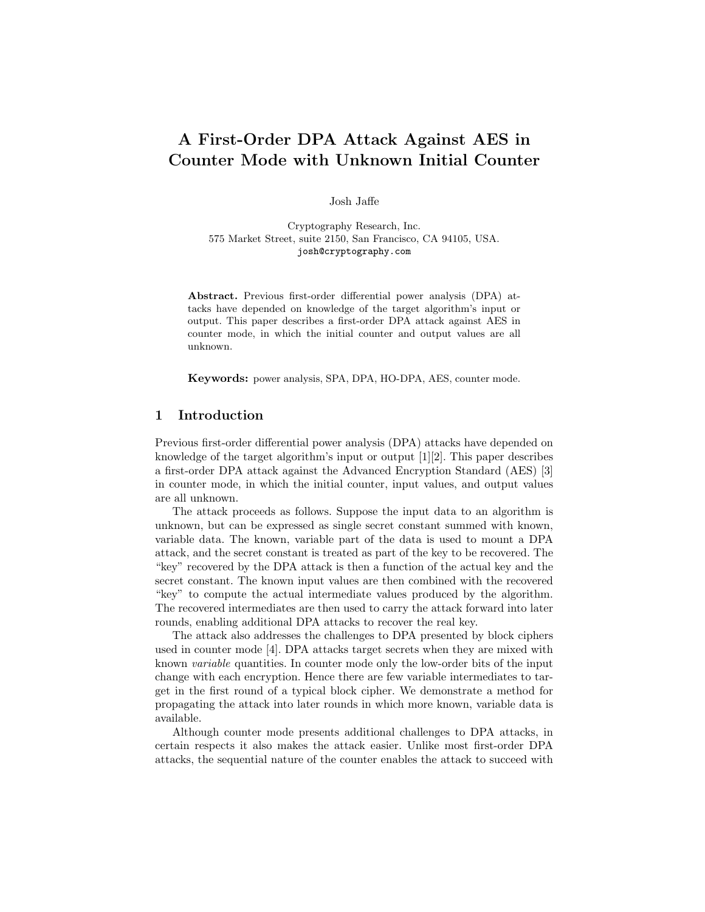# A First-Order DPA Attack Against AES in Counter Mode with Unknown Initial Counter

Josh Jaffe

Cryptography Research, Inc.
575 Market Street, suite 2150, San Francisco, CA 94105, USA.
josh@cryptography.com

**Abstract.** Previous first-order differential power analysis (DPA) attacks have depended on knowledge of the target algorithm's input or output. This paper describes a first-order DPA attack against AES in counter mode, in which the initial counter and output values are all unknown.

**Keywords:** power analysis, SPA, DPA, HO-DPA, AES, counter mode.

## 1 Introduction

Previous first-order differential power analysis (DPA) attacks have depended on knowledge of the target algorithm's input or output [1][2]. This paper describes a first-order DPA attack against the Advanced Encryption Standard (AES) [3] in counter mode, in which the initial counter, input values, and output values are all unknown.

The attack proceeds as follows. Suppose the input data to an algorithm is unknown, but can be expressed as single secret constant summed with known, variable data. The known, variable part of the data is used to mount a DPA attack, and the secret constant is treated as part of the key to be recovered. The "key" recovered by the DPA attack is then a function of the actual key and the secret constant. The known input values are then combined with the recovered "key" to compute the actual intermediate values produced by the algorithm. The recovered intermediates are then used to carry the attack forward into later rounds, enabling additional DPA attacks to recover the real key.

The attack also addresses the challenges to DPA presented by block ciphers used in counter mode [4]. DPA attacks target secrets when they are mixed with known *variable* quantities. In counter mode only the low-order bits of the input change with each encryption. Hence there are few variable intermediates to target in the first round of a typical block cipher. We demonstrate a method for propagating the attack into later rounds in which more known, variable data is available.

Although counter mode presents additional challenges to DPA attacks, in certain respects it also makes the attack easier. Unlike most first-order DPA attacks, the sequential nature of the counter enables the attack to succeed with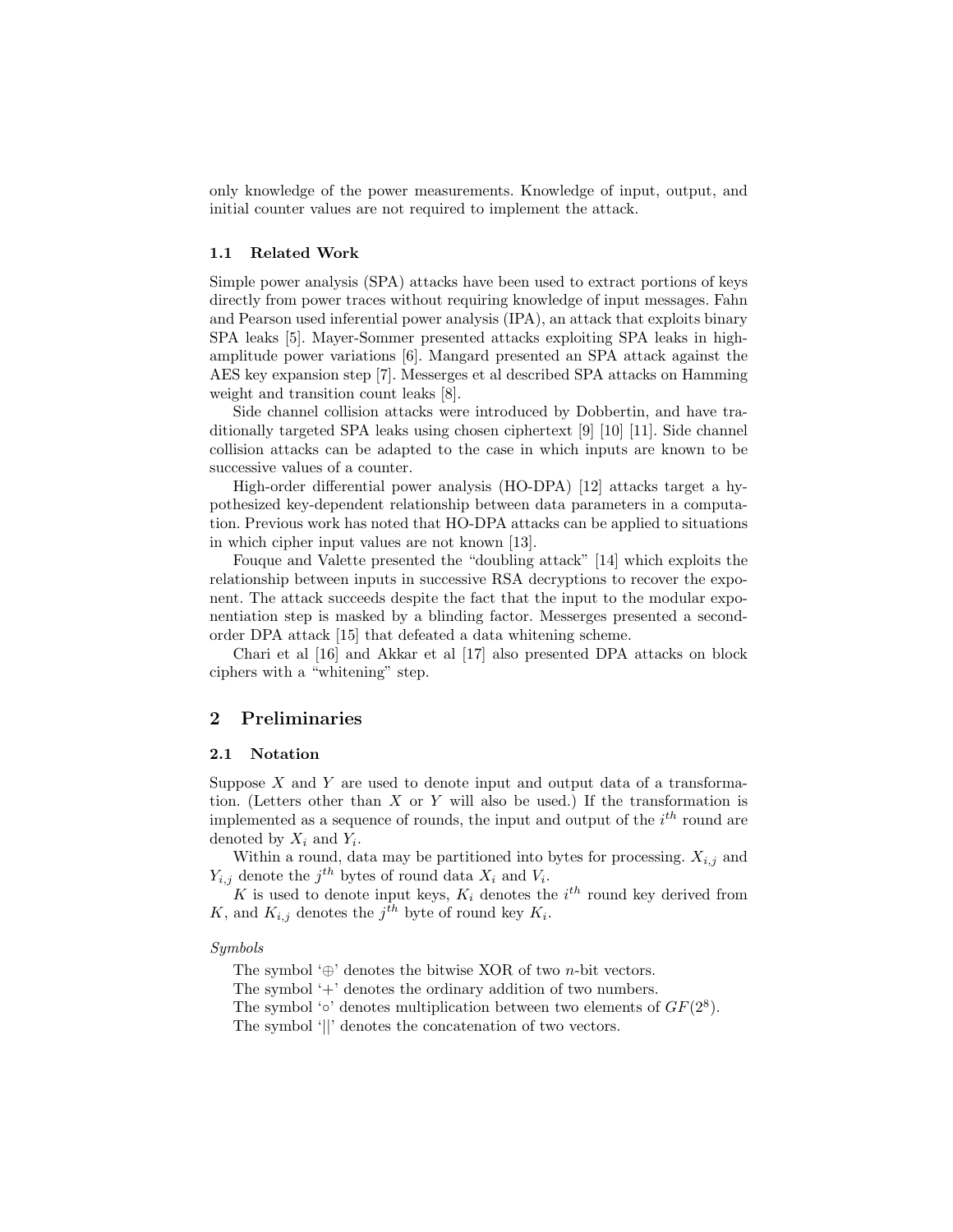only knowledge of the power measurements. Knowledge of input, output, and initial counter values are not required to implement the attack.

### 1.1 Related Work

Simple power analysis (SPA) attacks have been used to extract portions of keys directly from power traces without requiring knowledge of input messages. Fahn and Pearson used inferential power analysis (IPA), an attack that exploits binary SPA leaks [5]. Mayer-Sommer presented attacks exploiting SPA leaks in high-amplitude power variations [6]. Mangard presented an SPA attack against the AES key expansion step [7]. Messerges et al described SPA attacks on Hamming weight and transition count leaks [8].

Side channel collision attacks were introduced by Dobbertin, and have traditionally targeted SPA leaks using chosen ciphertext [9] [10] [11]. Side channel collision attacks can be adapted to the case in which inputs are known to be successive values of a counter.

High-order differential power analysis (HO-DPA) [12] attacks target a hypothesized key-dependent relationship between data parameters in a computation. Previous work has noted that HO-DPA attacks can be applied to situations in which cipher input values are not known [13].

Fouque and Valette presented the "doubling attack" [14] which exploits the relationship between inputs in successive RSA decryptions to recover the exponent. The attack succeeds despite the fact that the input to the modular exponentiation step is masked by a blinding factor. Messerges presented a second-order DPA attack [15] that defeated a data whitening scheme.

Chari et al [16] and Akkar et al [17] also presented DPA attacks on block ciphers with a "whitening" step.

## 2 Preliminaries

### 2.1 Notation

Suppose $X$ and $Y$ are used to denote input and output data of a transformation. (Letters other than $X$ or $Y$ will also be used.) If the transformation is implemented as a sequence of rounds, the input and output of the $i^{th}$ round are denoted by $X_i$ and $Y_i$.

Within a round, data may be partitioned into bytes for processing. $X_{i,j}$ and $Y_{i,j}$ denote the $j^{th}$ bytes of round data $X_i$ and $V_i$.

$K$ is used to denote input keys, $K_i$ denotes the $i^{th}$ round key derived from $K$, and $K_{i,j}$ denotes the $j^{th}$ byte of round key $K_i$.

*Symbols*

The symbol '$\oplus$' denotes the bitwise XOR of two $n$-bit vectors.

The symbol '$+$' denotes the ordinary addition of two numbers.

The symbol '$\circ$' denotes multiplication between two elements of $GF(2^8)$.

The symbol '$||$' denotes the concatenation of two vectors.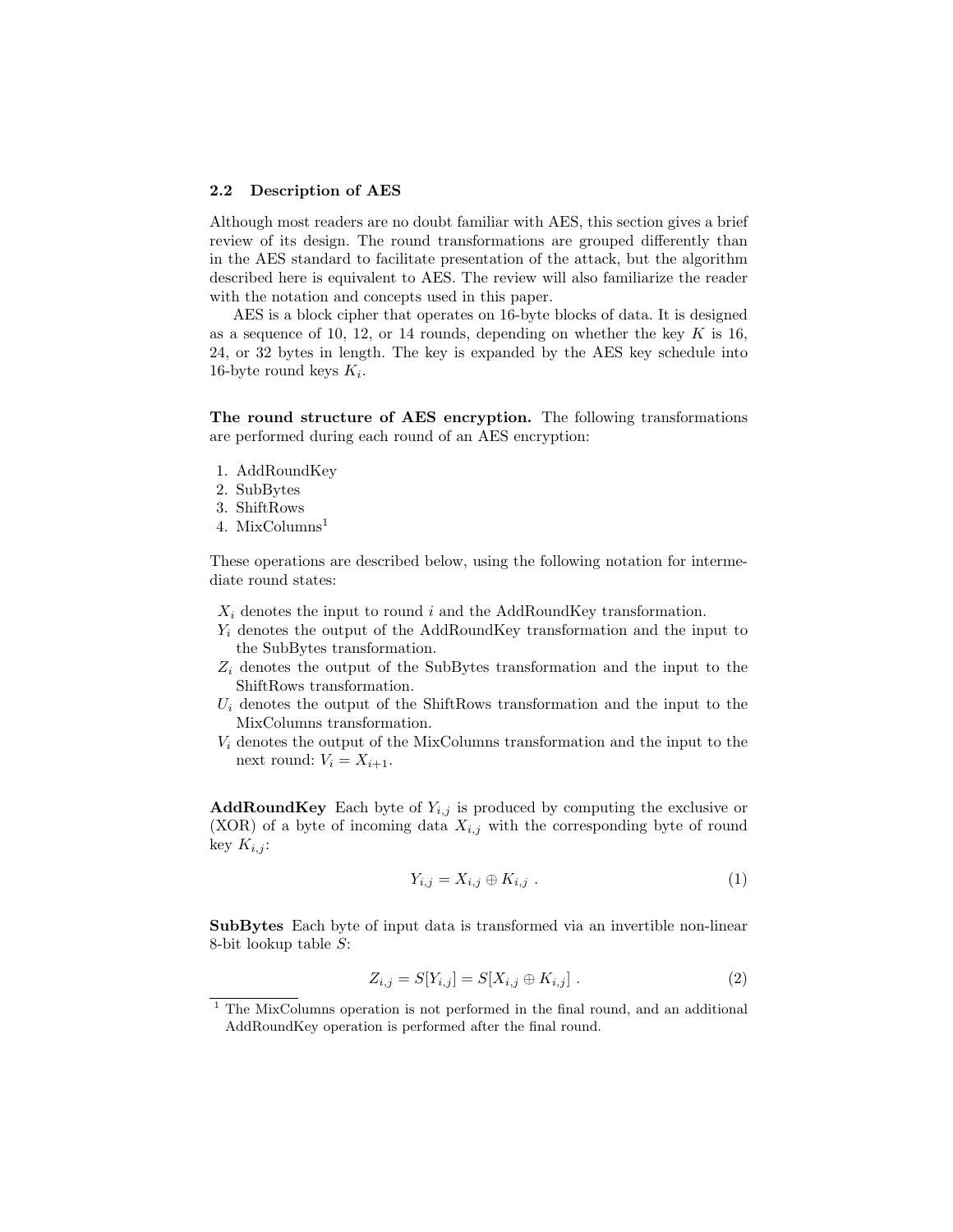### 2.2 Description of AES

Although most readers are no doubt familiar with AES, this section gives a brief review of its design. The round transformations are grouped differently than in the AES standard to facilitate presentation of the attack, but the algorithm described here is equivalent to AES. The review will also familiarize the reader with the notation and concepts used in this paper.

AES is a block cipher that operates on 16-byte blocks of data. It is designed as a sequence of 10, 12, or 14 rounds, depending on whether the key $K$ is 16, 24, or 32 bytes in length. The key is expanded by the AES key schedule into 16-byte round keys $K_i$.

**The round structure of AES encryption.** The following transformations are performed during each round of an AES encryption:

1. AddRoundKey
2. SubBytes
3. ShiftRows
4. MixColumns[1]

These operations are described below, using the following notation for intermediate round states:

- $X_i$ denotes the input to round $i$ and the AddRoundKey transformation.
- $Y_i$ denotes the output of the AddRoundKey transformation and the input to the SubBytes transformation.
- $Z_i$ denotes the output of the SubBytes transformation and the input to the ShiftRows transformation.
- $U_i$ denotes the output of the ShiftRows transformation and the input to the MixColumns transformation.
- $V_i$ denotes the output of the MixColumns transformation and the input to the next round: $V_i = X_{i+1}$.

**AddRoundKey** Each byte of $Y_{i,j}$ is produced by computing the exclusive or (XOR) of a byte of incoming data $X_{i,j}$ with the corresponding byte of round key $K_{i,j}$:

$$Y_{i,j} = X_{i,j} \oplus K_{i,j} \ . \tag{1}$$

**SubBytes** Each byte of input data is transformed via an invertible non-linear 8-bit lookup table $S$:

$$Z_{i,j} = S[Y_{i,j}] = S[X_{i,j} \oplus K_{i,j}] \ . \tag{2}$$

[1] The MixColumns operation is not performed in the final round, and an additional AddRoundKey operation is performed after the final round.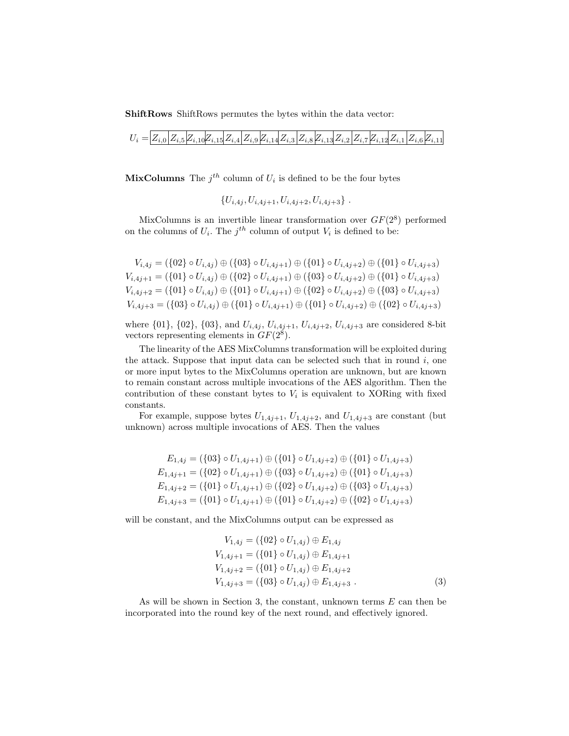**ShiftRows** ShiftRows permutes the bytes within the data vector:

| $U_i =$ | $Z_{i,0}$ | $Z_{i,5}$ | $Z_{i,10}$ | $Z_{i,15}$ | $Z_{i,4}$ | $Z_{i,9}$ | $Z_{i,14}$ | $Z_{i,3}$ | $Z_{i,8}$ | $Z_{i,13}$ | $Z_{i,2}$ | $Z_{i,7}$ | $Z_{i,12}$ | $Z_{i,1}$ | $Z_{i,6}$ | $Z_{i,11}$ |
|---|---|---|---|---|---|---|---|---|---|---|---|---|---|---|---|---|

**MixColumns** The $j^{th}$ column of $U_i$ is defined to be the four bytes

$$\{U_{i,4j}, U_{i,4j+1}, U_{i,4j+2}, U_{i,4j+3}\} \ .$$

MixColumns is an invertible linear transformation over $GF(2^8)$ performed on the columns of $U_i$. The $j^{th}$ column of output $V_i$ is defined to be:

$$\begin{aligned}
V_{i,4j} &= (\{02\} \circ U_{i,4j}) \oplus (\{03\} \circ U_{i,4j+1}) \oplus (\{01\} \circ U_{i,4j+2}) \oplus (\{01\} \circ U_{i,4j+3}) \\
V_{i,4j+1} &= (\{01\} \circ U_{i,4j}) \oplus (\{02\} \circ U_{i,4j+1}) \oplus (\{03\} \circ U_{i,4j+2}) \oplus (\{01\} \circ U_{i,4j+3}) \\
V_{i,4j+2} &= (\{01\} \circ U_{i,4j}) \oplus (\{01\} \circ U_{i,4j+1}) \oplus (\{02\} \circ U_{i,4j+2}) \oplus (\{03\} \circ U_{i,4j+3}) \\
V_{i,4j+3} &= (\{03\} \circ U_{i,4j}) \oplus (\{01\} \circ U_{i,4j+1}) \oplus (\{01\} \circ U_{i,4j+2}) \oplus (\{02\} \circ U_{i,4j+3})
\end{aligned}$$

where $\{01\}$, $\{02\}$, $\{03\}$, and $U_{i,4j}$, $U_{i,4j+1}$, $U_{i,4j+2}$, $U_{i,4j+3}$ are considered 8-bit vectors representing elements in $GF(2^8)$.

The linearity of the AES MixColumns transformation will be exploited during the attack. Suppose that input data can be selected such that in round $i$, one or more input bytes to the MixColumns operation are unknown, but are known to remain constant across multiple invocations of the AES algorithm. Then the contribution of these constant bytes to $V_i$ is equivalent to XORing with fixed constants.

For example, suppose bytes $U_{1,4j+1}$, $U_{1,4j+2}$, and $U_{1,4j+3}$ are constant (but unknown) across multiple invocations of AES. Then the values

$$\begin{aligned}
E_{1,4j} &= (\{03\} \circ U_{1,4j+1}) \oplus (\{01\} \circ U_{1,4j+2}) \oplus (\{01\} \circ U_{1,4j+3}) \\
E_{1,4j+1} &= (\{02\} \circ U_{1,4j+1}) \oplus (\{03\} \circ U_{1,4j+2}) \oplus (\{01\} \circ U_{1,4j+3}) \\
E_{1,4j+2} &= (\{01\} \circ U_{1,4j+1}) \oplus (\{02\} \circ U_{1,4j+2}) \oplus (\{03\} \circ U_{1,4j+3}) \\
E_{1,4j+3} &= (\{01\} \circ U_{1,4j+1}) \oplus (\{01\} \circ U_{1,4j+2}) \oplus (\{02\} \circ U_{1,4j+3})
\end{aligned}$$

will be constant, and the MixColumns output can be expressed as

$$\begin{aligned}
V_{1,4j} &= (\{02\} \circ U_{1,4j}) \oplus E_{1,4j} \\
V_{1,4j+1} &= (\{01\} \circ U_{1,4j}) \oplus E_{1,4j+1} \\
V_{1,4j+2} &= (\{01\} \circ U_{1,4j}) \oplus E_{1,4j+2} \\
V_{1,4j+3} &= (\{03\} \circ U_{1,4j}) \oplus E_{1,4j+3} \ . \qquad (3)
\end{aligned}$$

As will be shown in Section 3, the constant, unknown terms $E$ can then be incorporated into the round key of the next round, and effectively ignored.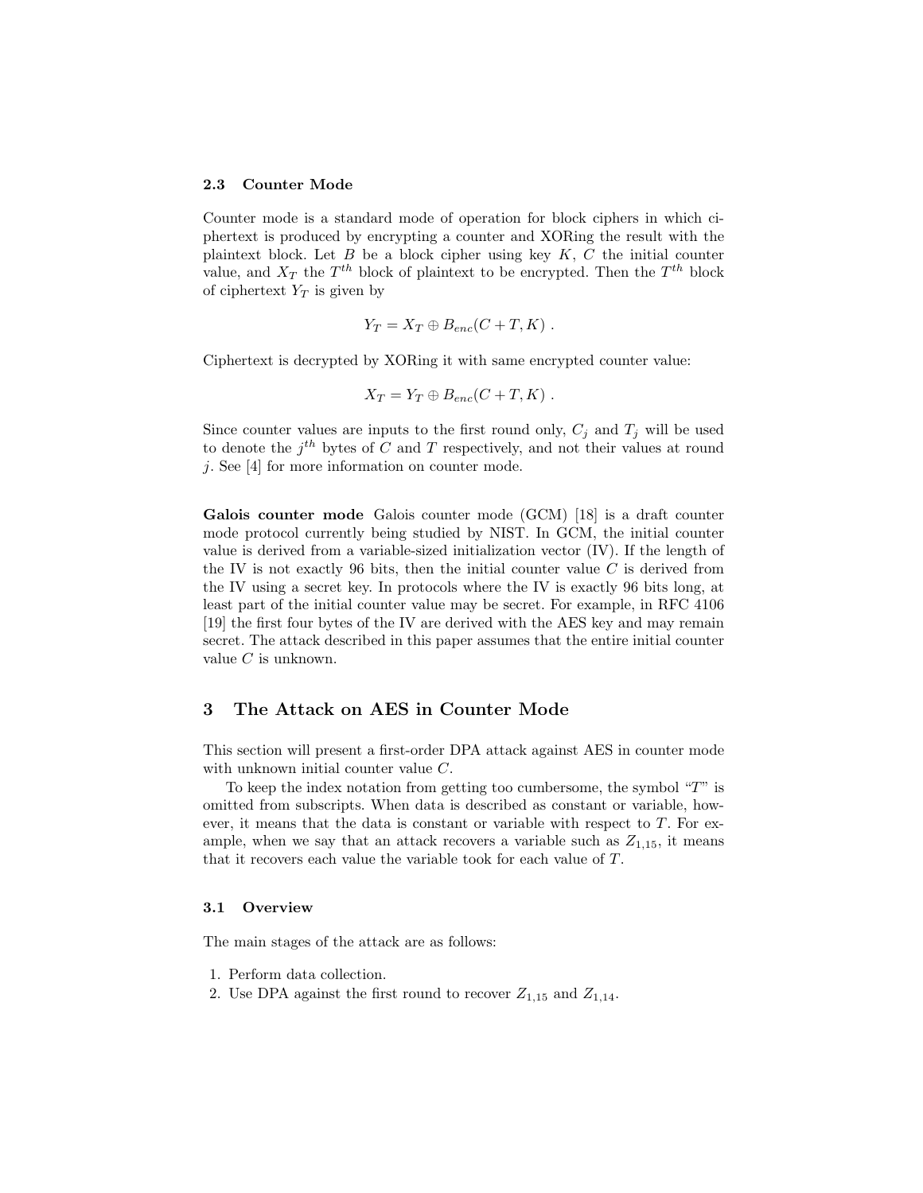### 2.3 Counter Mode

Counter mode is a standard mode of operation for block ciphers in which ciphertext is produced by encrypting a counter and XORing the result with the plaintext block. Let $B$ be a block cipher using key $K$, $C$ the initial counter value, and $X_T$ the $T^{th}$ block of plaintext to be encrypted. Then the $T^{th}$ block of ciphertext $Y_T$ is given by

$$Y_T = X_T \oplus B_{enc}(C + T, K) .$$

Ciphertext is decrypted by XORing it with same encrypted counter value:

$$X_T = Y_T \oplus B_{enc}(C + T, K) .$$

Since counter values are inputs to the first round only, $C_j$ and $T_j$ will be used to denote the $j^{th}$ bytes of $C$ and $T$ respectively, and not their values at round $j$. See [4] for more information on counter mode.

**Galois counter mode** Galois counter mode (GCM) [18] is a draft counter mode protocol currently being studied by NIST. In GCM, the initial counter value is derived from a variable-sized initialization vector (IV). If the length of the IV is not exactly 96 bits, then the initial counter value $C$ is derived from the IV using a secret key. In protocols where the IV is exactly 96 bits long, at least part of the initial counter value may be secret. For example, in RFC 4106 [19] the first four bytes of the IV are derived with the AES key and may remain secret. The attack described in this paper assumes that the entire initial counter value $C$ is unknown.

## 3 The Attack on AES in Counter Mode

This section will present a first-order DPA attack against AES in counter mode with unknown initial counter value $C$.

To keep the index notation from getting too cumbersome, the symbol "$T$" is omitted from subscripts. When data is described as constant or variable, however, it means that the data is constant or variable with respect to $T$. For example, when we say that an attack recovers a variable such as $Z_{1,15}$, it means that it recovers each value the variable took for each value of $T$.

### 3.1 Overview

The main stages of the attack are as follows:

1. Perform data collection.
2. Use DPA against the first round to recover $Z_{1,15}$ and $Z_{1,14}$.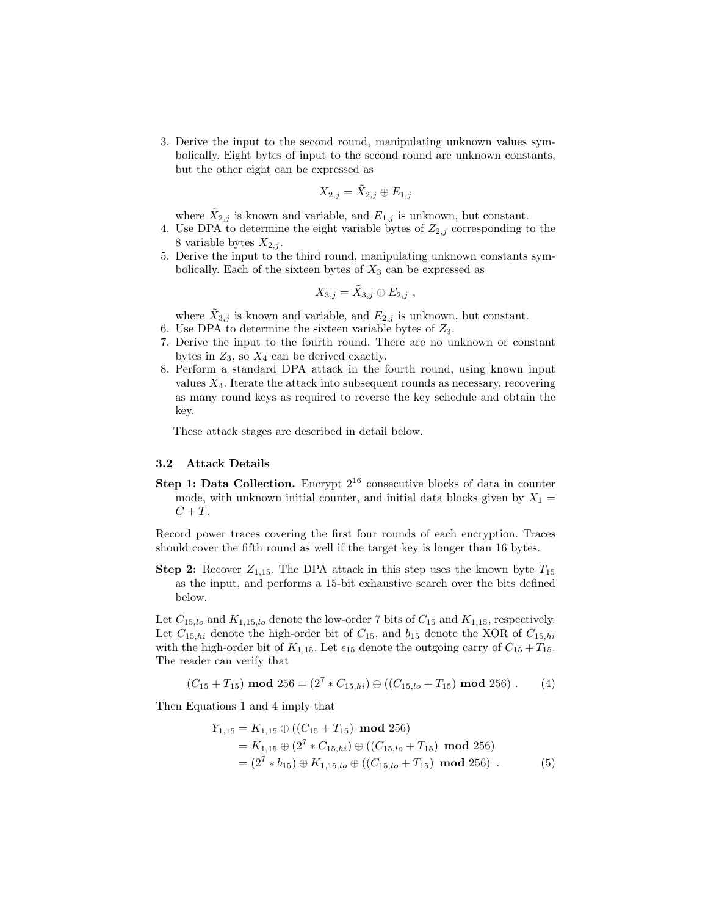3. Derive the input to the second round, manipulating unknown values symbolically. Eight bytes of input to the second round are unknown constants, but the other eight can be expressed as

$$X_{2,j} = \tilde{X}_{2,j} \oplus E_{1,j}$$

where $\tilde{X}_{2,j}$ is known and variable, and $E_{1,j}$ is unknown, but constant.
4. Use DPA to determine the eight variable bytes of $Z_{2,j}$ corresponding to the 8 variable bytes $X_{2,j}$.
5. Derive the input to the third round, manipulating unknown constants symbolically. Each of the sixteen bytes of $X_3$ can be expressed as

$$X_{3,j} = \tilde{X}_{3,j} \oplus E_{2,j} \ ,$$

where $\tilde{X}_{3,j}$ is known and variable, and $E_{2,j}$ is unknown, but constant.
6. Use DPA to determine the sixteen variable bytes of $Z_3$.
7. Derive the input to the fourth round. There are no unknown or constant bytes in $Z_3$, so $X_4$ can be derived exactly.
8. Perform a standard DPA attack in the fourth round, using known input values $X_4$. Iterate the attack into subsequent rounds as necessary, recovering as many round keys as required to reverse the key schedule and obtain the key.

These attack stages are described in detail below.

### 3.2 Attack Details

**Step 1: Data Collection.** Encrypt $2^{16}$ consecutive blocks of data in counter mode, with unknown initial counter, and initial data blocks given by $X_1 = C + T$.

Record power traces covering the first four rounds of each encryption. Traces should cover the fifth round as well if the target key is longer than 16 bytes.

**Step 2:** Recover $Z_{1,15}$. The DPA attack in this step uses the known byte $T_{15}$ as the input, and performs a 15-bit exhaustive search over the bits defined below.

Let $C_{15,lo}$ and $K_{1,15,lo}$ denote the low-order 7 bits of $C_{15}$ and $K_{1,15}$, respectively. Let $C_{15,hi}$ denote the high-order bit of $C_{15}$, and $b_{15}$ denote the XOR of $C_{15,hi}$ with the high-order bit of $K_{1,15}$. Let $\epsilon_{15}$ denote the outgoing carry of $C_{15} + T_{15}$. The reader can verify that

$$(C_{15} + T_{15}) \ \mathbf{mod} \ 256 = (2^7 * C_{15,hi}) \oplus ((C_{15,lo} + T_{15}) \ \mathbf{mod} \ 256) \ . \qquad (4)$$

Then Equations 1 and 4 imply that

$$\begin{aligned} Y_{1,15} &= K_{1,15} \oplus ((C_{15} + T_{15}) \ \mathbf{mod} \ 256) \\ &= K_{1,15} \oplus (2^7 * C_{15,hi}) \oplus ((C_{15,lo} + T_{15}) \ \mathbf{mod} \ 256) \\ &= (2^7 * b_{15}) \oplus K_{1,15,lo} \oplus ((C_{15,lo} + T_{15}) \ \mathbf{mod} \ 256) \ . \end{aligned} \qquad (5)$$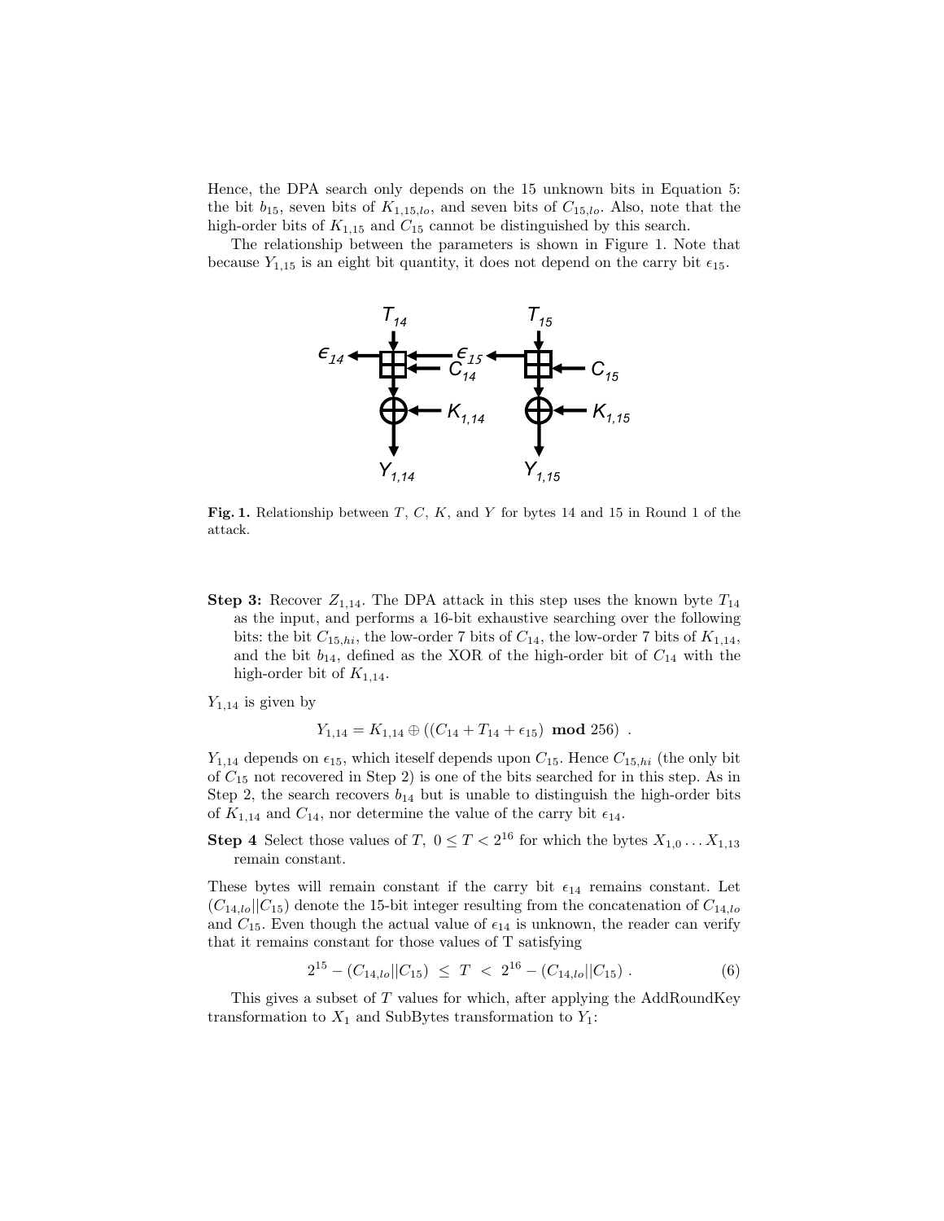Hence, the DPA search only depends on the 15 unknown bits in Equation 5: the bit $b_{15}$, seven bits of $K_{1,15,lo}$, and seven bits of $C_{15,lo}$. Also, note that the high-order bits of $K_{1,15}$ and $C_{15}$ cannot be distinguished by this search.

The relationship between the parameters is shown in Figure 1. Note that because $Y_{1,15}$ is an eight bit quantity, it does not depend on the carry bit $\epsilon_{15}$.

**Fig. 1.** Relationship between $T$, $C$, $K$, and $Y$ for bytes 14 and 15 in Round 1 of the attack.

**Step 3:** Recover $Z_{1,14}$. The DPA attack in this step uses the known byte $T_{14}$ as the input, and performs a 16-bit exhaustive searching over the following bits: the bit $C_{15,hi}$, the low-order 7 bits of $C_{14}$, the low-order 7 bits of $K_{1,14}$, and the bit $b_{14}$, defined as the XOR of the high-order bit of $C_{14}$ with the high-order bit of $K_{1,14}$.

$Y_{1,14}$ is given by

$$Y_{1,14} = K_{1,14} \oplus ((C_{14} + T_{14} + \epsilon_{15}) \textbf{ mod } 256) \ .$$

$Y_{1,14}$ depends on $\epsilon_{15}$, which iteself depends upon $C_{15}$. Hence $C_{15,hi}$ (the only bit of $C_{15}$ not recovered in Step 2) is one of the bits searched for in this step. As in Step 2, the search recovers $b_{14}$ but is unable to distinguish the high-order bits of $K_{1,14}$ and $C_{14}$, nor determine the value of the carry bit $\epsilon_{14}$.

**Step 4** Select those values of $T$, $0 \leq T < 2^{16}$ for which the bytes $X_{1,0} \ldots X_{1,13}$ remain constant.

These bytes will remain constant if the carry bit $\epsilon_{14}$ remains constant. Let $(C_{14,lo}||C_{15})$ denote the 15-bit integer resulting from the concatenation of $C_{14,lo}$ and $C_{15}$. Even though the actual value of $\epsilon_{14}$ is unknown, the reader can verify that it remains constant for those values of T satisfying

$$2^{15} - (C_{14,lo}||C_{15}) \ \leq \ T \ < \ 2^{16} - (C_{14,lo}||C_{15}) \ . \tag{6}$$

This gives a subset of $T$ values for which, after applying the AddRoundKey transformation to $X_1$ and SubBytes transformation to $Y_1$: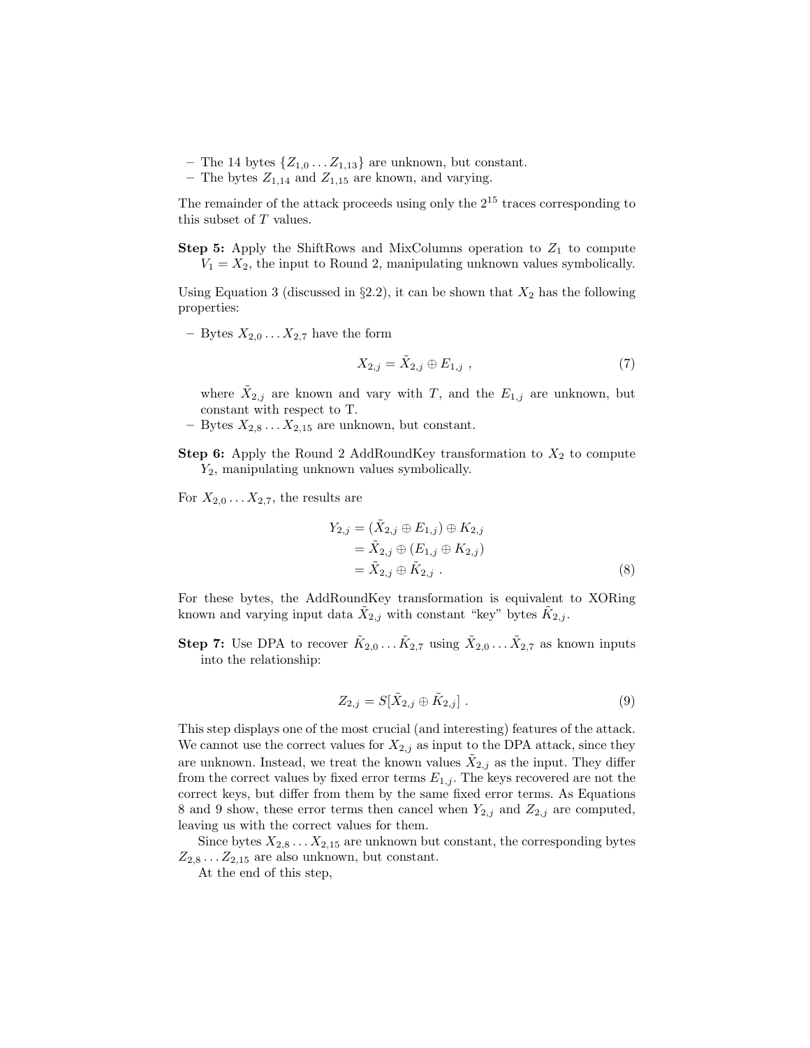- The 14 bytes $\{Z_{1,0} \dots Z_{1,13}\}$ are unknown, but constant.
- The bytes $Z_{1,14}$ and $Z_{1,15}$ are known, and varying.

The remainder of the attack proceeds using only the $2^{15}$ traces corresponding to this subset of $T$ values.

**Step 5:** Apply the ShiftRows and MixColumns operation to $Z_1$ to compute $V_1 = X_2$, the input to Round 2, manipulating unknown values symbolically.

Using Equation 3 (discussed in §2.2), it can be shown that $X_2$ has the following properties:

- Bytes $X_{2,0} \dots X_{2,7}$ have the form

$$X_{2,j} = \tilde{X}_{2,j} \oplus E_{1,j} \ , \tag{7}$$

  where $\tilde{X}_{2,j}$ are known and vary with $T$, and the $E_{1,j}$ are unknown, but constant with respect to T.
- Bytes $X_{2,8} \dots X_{2,15}$ are unknown, but constant.

**Step 6:** Apply the Round 2 AddRoundKey transformation to $X_2$ to compute $Y_2$, manipulating unknown values symbolically.

For $X_{2,0} \dots X_{2,7}$, the results are

$$\begin{aligned} Y_{2,j} &= (\tilde{X}_{2,j} \oplus E_{1,j}) \oplus K_{2,j} \\ &= \tilde{X}_{2,j} \oplus (E_{1,j} \oplus K_{2,j}) \\ &= \tilde{X}_{2,j} \oplus \tilde{K}_{2,j} \ . \end{aligned} \tag{8}$$

For these bytes, the AddRoundKey transformation is equivalent to XORing known and varying input data $\tilde{X}_{2,j}$ with constant "key" bytes $\tilde{K}_{2,j}$.

**Step 7:** Use DPA to recover $\tilde{K}_{2,0} \dots \tilde{K}_{2,7}$ using $\tilde{X}_{2,0} \dots \tilde{X}_{2,7}$ as known inputs into the relationship:

$$Z_{2,j} = S[\tilde{X}_{2,j} \oplus \tilde{K}_{2,j}] \ . \tag{9}$$

This step displays one of the most crucial (and interesting) features of the attack. We cannot use the correct values for $X_{2,j}$ as input to the DPA attack, since they are unknown. Instead, we treat the known values $\tilde{X}_{2,j}$ as the input. They differ from the correct values by fixed error terms $E_{1,j}$. The keys recovered are not the correct keys, but differ from them by the same fixed error terms. As Equations 8 and 9 show, these error terms then cancel when $Y_{2,j}$ and $Z_{2,j}$ are computed, leaving us with the correct values for them.

Since bytes $X_{2,8} \dots X_{2,15}$ are unknown but constant, the corresponding bytes $Z_{2,8} \dots Z_{2,15}$ are also unknown, but constant.

At the end of this step,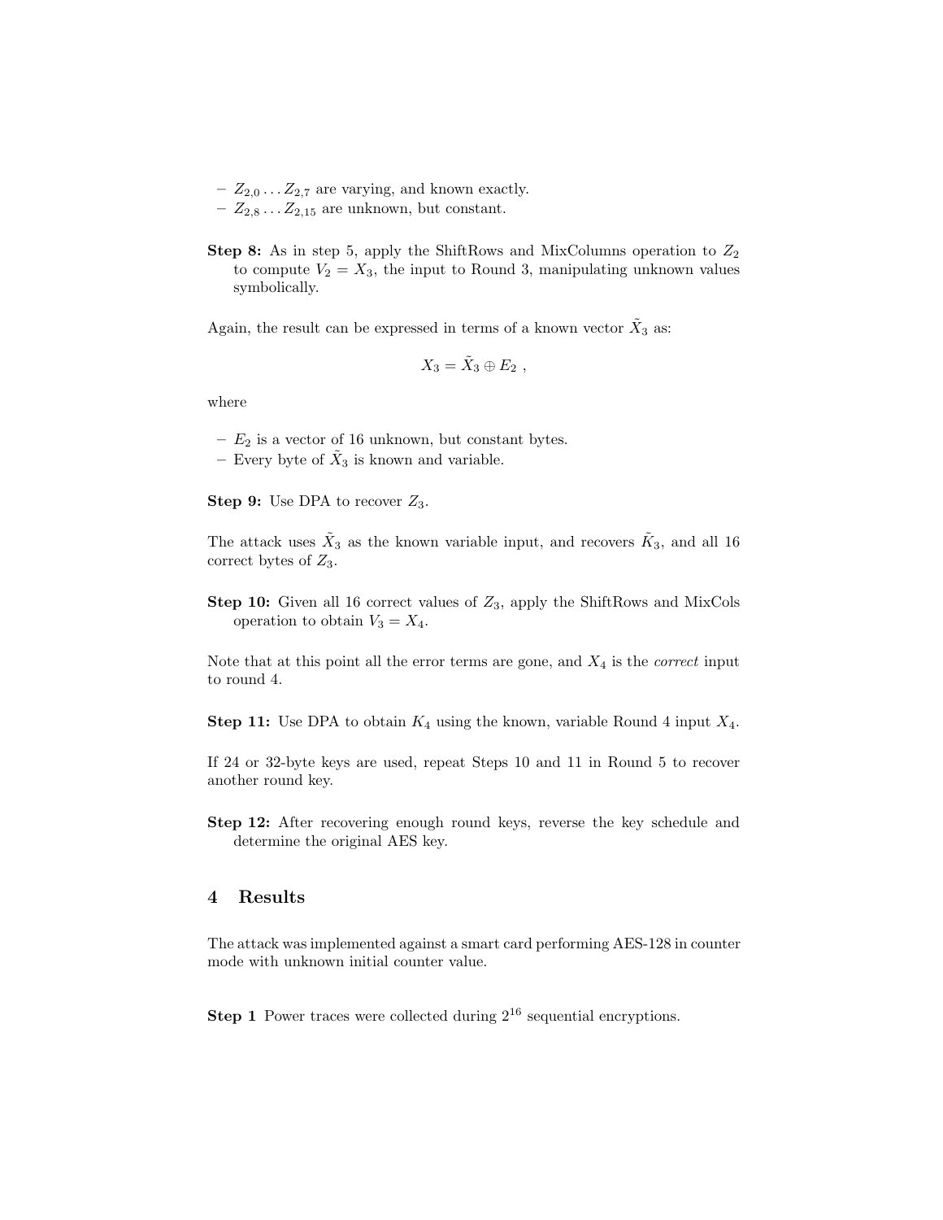- $Z_{2,0} \ldots Z_{2,7}$ are varying, and known exactly.
- $Z_{2,8} \ldots Z_{2,15}$ are unknown, but constant.

**Step 8:** As in step 5, apply the ShiftRows and MixColumns operation to $Z_2$ to compute $V_2 = X_3$, the input to Round 3, manipulating unknown values symbolically.

Again, the result can be expressed in terms of a known vector $\tilde{X}_3$ as:

$$X_3 = \tilde{X}_3 \oplus E_2 \ ,$$

where

- $E_2$ is a vector of 16 unknown, but constant bytes.
- Every byte of $\tilde{X}_3$ is known and variable.

**Step 9:** Use DPA to recover $Z_3$.

The attack uses $\tilde{X}_3$ as the known variable input, and recovers $\tilde{K}_3$, and all 16 correct bytes of $Z_3$.

**Step 10:** Given all 16 correct values of $Z_3$, apply the ShiftRows and MixCols operation to obtain $V_3 = X_4$.

Note that at this point all the error terms are gone, and $X_4$ is the *correct* input to round 4.

**Step 11:** Use DPA to obtain $K_4$ using the known, variable Round 4 input $X_4$.

If 24 or 32-byte keys are used, repeat Steps 10 and 11 in Round 5 to recover another round key.

**Step 12:** After recovering enough round keys, reverse the key schedule and determine the original AES key.

## 4 Results

The attack was implemented against a smart card performing AES-128 in counter mode with unknown initial counter value.

**Step 1** Power traces were collected during $2^{16}$ sequential encryptions.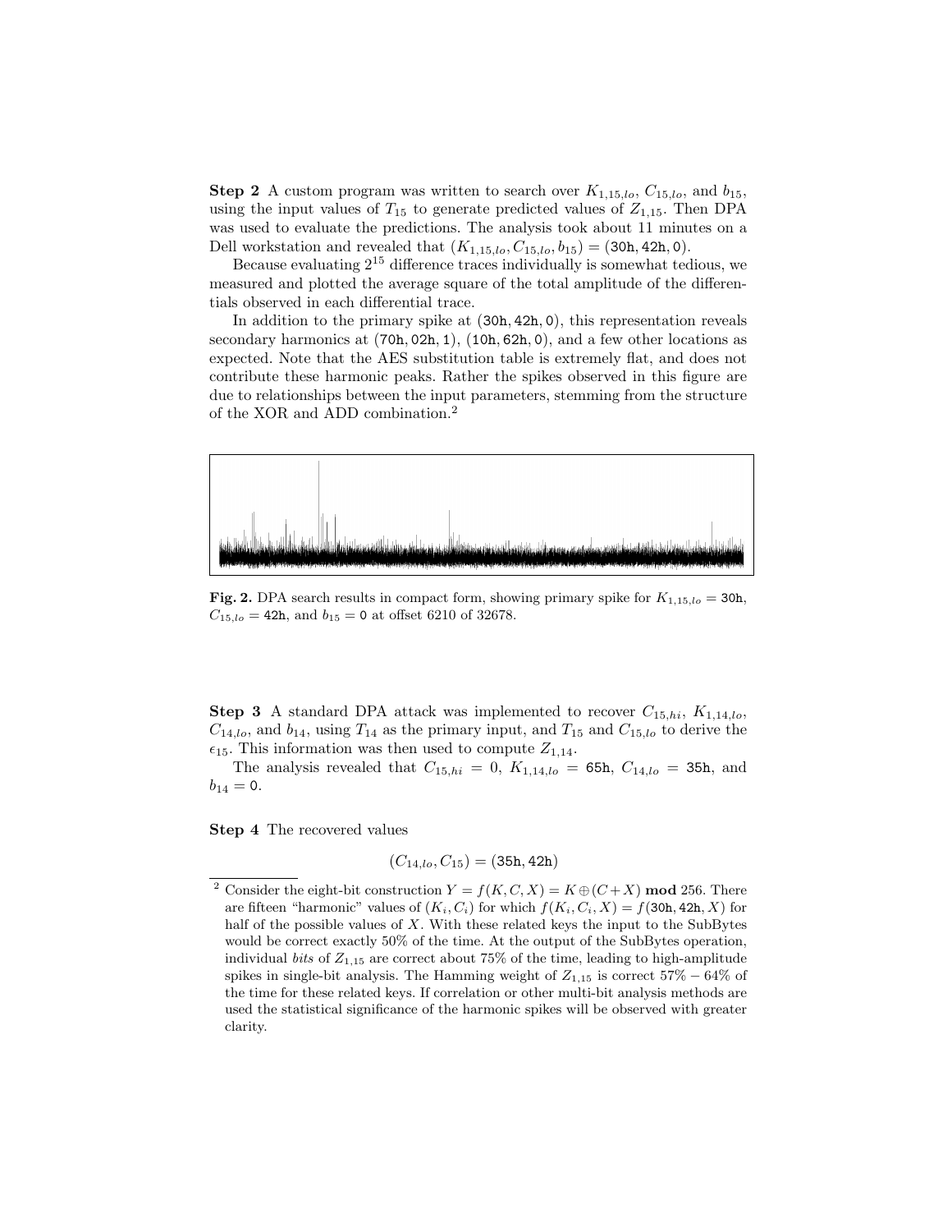**Step 2** A custom program was written to search over $K_{1,15,lo}$, $C_{15,lo}$, and $b_{15}$, using the input values of $T_{15}$ to generate predicted values of $Z_{1,15}$. Then DPA was used to evaluate the predictions. The analysis took about 11 minutes on a Dell workstation and revealed that $(K_{1,15,lo}, C_{15,lo}, b_{15}) = (\texttt{30h}, \texttt{42h}, \texttt{0})$.

Because evaluating $2^{15}$ difference traces individually is somewhat tedious, we measured and plotted the average square of the total amplitude of the differentials observed in each differential trace.

In addition to the primary spike at $(\texttt{30h}, \texttt{42h}, \texttt{0})$, this representation reveals secondary harmonics at $(\texttt{70h}, \texttt{02h}, \texttt{1})$, $(\texttt{10h}, \texttt{62h}, \texttt{0})$, and a few other locations as expected. Note that the AES substitution table is extremely flat, and does not contribute these harmonic peaks. Rather the spikes observed in this figure are due to relationships between the input parameters, stemming from the structure of the XOR and ADD combination.[2]

**Fig. 2.** DPA search results in compact form, showing primary spike for $K_{1,15,lo} = \texttt{30h}$, $C_{15,lo} = \texttt{42h}$, and $b_{15} = \texttt{0}$ at offset 6210 of 32678.

**Step 3** A standard DPA attack was implemented to recover $C_{15,hi}$, $K_{1,14,lo}$, $C_{14,lo}$, and $b_{14}$, using $T_{14}$ as the primary input, and $T_{15}$ and $C_{15,lo}$ to derive the $\epsilon_{15}$. This information was then used to compute $Z_{1,14}$.

The analysis revealed that $C_{15,hi} = 0$, $K_{1,14,lo} = \texttt{65h}$, $C_{14,lo} = \texttt{35h}$, and $b_{14} = \texttt{0}$.

**Step 4** The recovered values

$$(C_{14,lo}, C_{15}) = (\texttt{35h}, \texttt{42h})$$

[2] Consider the eight-bit construction $Y = f(K, C, X) = K \oplus (C + X)$ **mod** 256. There are fifteen "harmonic" values of $(K_i, C_i)$ for which $f(K_i, C_i, X) = f(\texttt{30h}, \texttt{42h}, X)$ for half of the possible values of $X$. With these related keys the input to the SubBytes would be correct exactly 50% of the time. At the output of the SubBytes operation, individual *bits* of $Z_{1,15}$ are correct about 75% of the time, leading to high-amplitude spikes in single-bit analysis. The Hamming weight of $Z_{1,15}$ is correct 57% − 64% of the time for these related keys. If correlation or other multi-bit analysis methods are used the statistical significance of the harmonic spikes will be observed with greater clarity.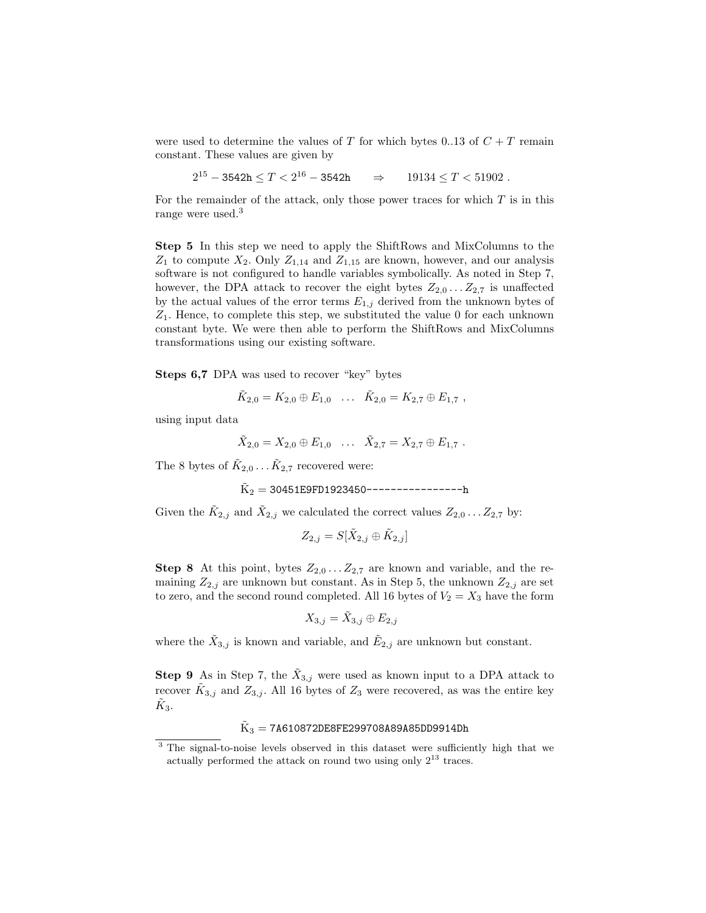were used to determine the values of $T$ for which bytes 0..13 of $C + T$ remain constant. These values are given by

$$2^{15} - \texttt{3542h} \leq T < 2^{16} - \texttt{3542h} \qquad \Rightarrow \qquad 19134 \leq T < 51902 \ .$$

For the remainder of the attack, only those power traces for which $T$ is in this range were used.[3]

**Step 5** In this step we need to apply the ShiftRows and MixColumns to the $Z_1$ to compute $X_2$. Only $Z_{1,14}$ and $Z_{1,15}$ are known, however, and our analysis software is not configured to handle variables symbolically. As noted in Step 7, however, the DPA attack to recover the eight bytes $Z_{2,0} \ldots Z_{2,7}$ is unaffected by the actual values of the error terms $E_{1,j}$ derived from the unknown bytes of $Z_1$. Hence, to complete this step, we substituted the value 0 for each unknown constant byte. We were then able to perform the ShiftRows and MixColumns transformations using our existing software.

**Steps 6,7** DPA was used to recover "key" bytes

$$\tilde{K}_{2,0} = K_{2,0} \oplus E_{1,0} \quad \ldots \quad \tilde{K}_{2,0} = K_{2,7} \oplus E_{1,7} \ ,$$

using input data

$$\tilde{X}_{2,0} = X_{2,0} \oplus E_{1,0} \quad \ldots \quad \tilde{X}_{2,7} = X_{2,7} \oplus E_{1,7} \ .$$

The 8 bytes of $\tilde{K}_{2,0} \ldots \tilde{K}_{2,7}$ recovered were:

$$\tilde{\mathrm{K}}_2 = \texttt{30451E9FD1923450----------------h}$$

Given the $\tilde{K}_{2,j}$ and $\tilde{X}_{2,j}$ we calculated the correct values $Z_{2,0} \ldots Z_{2,7}$ by:

$$Z_{2,j} = S[\tilde{X}_{2,j} \oplus \tilde{K}_{2,j}]$$

**Step 8** At this point, bytes $Z_{2,0} \ldots Z_{2,7}$ are known and variable, and the remaining $Z_{2,j}$ are unknown but constant. As in Step 5, the unknown $Z_{2,j}$ are set to zero, and the second round completed. All 16 bytes of $V_2 = X_3$ have the form

$$X_{3,j} = \tilde{X}_{3,j} \oplus E_{2,j}$$

where the $\tilde{X}_{3,j}$ is known and variable, and $\tilde{E}_{2,j}$ are unknown but constant.

**Step 9** As in Step 7, the $\tilde{X}_{3,j}$ were used as known input to a DPA attack to recover $\tilde{K}_{3,j}$ and $Z_{3,j}$. All 16 bytes of $Z_3$ were recovered, as was the entire key $\tilde{K}_3$.

$$\tilde{\mathrm{K}}_3 = \texttt{7A610872DE8FE299708A89A85DD9914Dh}$$

[3] The signal-to-noise levels observed in this dataset were sufficiently high that we actually performed the attack on round two using only $2^{13}$ traces.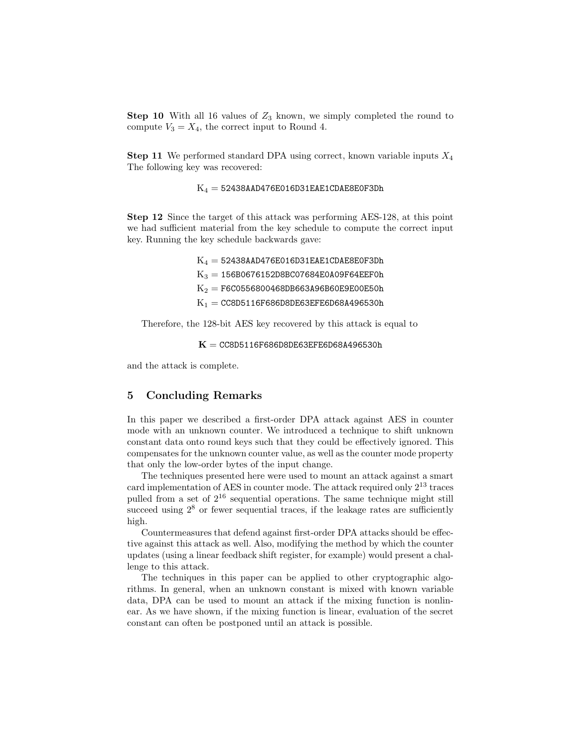**Step 10** With all 16 values of $Z_3$ known, we simply completed the round to compute $V_3 = X_4$, the correct input to Round 4.

**Step 11** We performed standard DPA using correct, known variable inputs $X_4$ The following key was recovered:

$$\text{K}_4 = \texttt{52438AAD476E016D31EAE1CDAE8E0F3Dh}$$

**Step 12** Since the target of this attack was performing AES-128, at this point we had sufficient material from the key schedule to compute the correct input key. Running the key schedule backwards gave:

$$\text{K}_4 = \texttt{52438AAD476E016D31EAE1CDAE8E0F3Dh}$$
$$\text{K}_3 = \texttt{156B0676152D8BC07684E0A09F64EEF0h}$$
$$\text{K}_2 = \texttt{F6C0556800468DB663A96B60E9E00E50h}$$
$$\text{K}_1 = \texttt{CC8D5116F686D8DE63EFE6D68A496530h}$$

Therefore, the 128-bit AES key recovered by this attack is equal to

$$\mathbf{K} = \texttt{CC8D5116F686D8DE63EFE6D68A496530h}$$

and the attack is complete.

## 5 Concluding Remarks

In this paper we described a first-order DPA attack against AES in counter mode with an unknown counter. We introduced a technique to shift unknown constant data onto round keys such that they could be effectively ignored. This compensates for the unknown counter value, as well as the counter mode property that only the low-order bytes of the input change.

The techniques presented here were used to mount an attack against a smart card implementation of AES in counter mode. The attack required only $2^{13}$ traces pulled from a set of $2^{16}$ sequential operations. The same technique might still succeed using $2^8$ or fewer sequential traces, if the leakage rates are sufficiently high.

Countermeasures that defend against first-order DPA attacks should be effective against this attack as well. Also, modifying the method by which the counter updates (using a linear feedback shift register, for example) would present a challenge to this attack.

The techniques in this paper can be applied to other cryptographic algorithms. In general, when an unknown constant is mixed with known variable data, DPA can be used to mount an attack if the mixing function is nonlinear. As we have shown, if the mixing function is linear, evaluation of the secret constant can often be postponed until an attack is possible.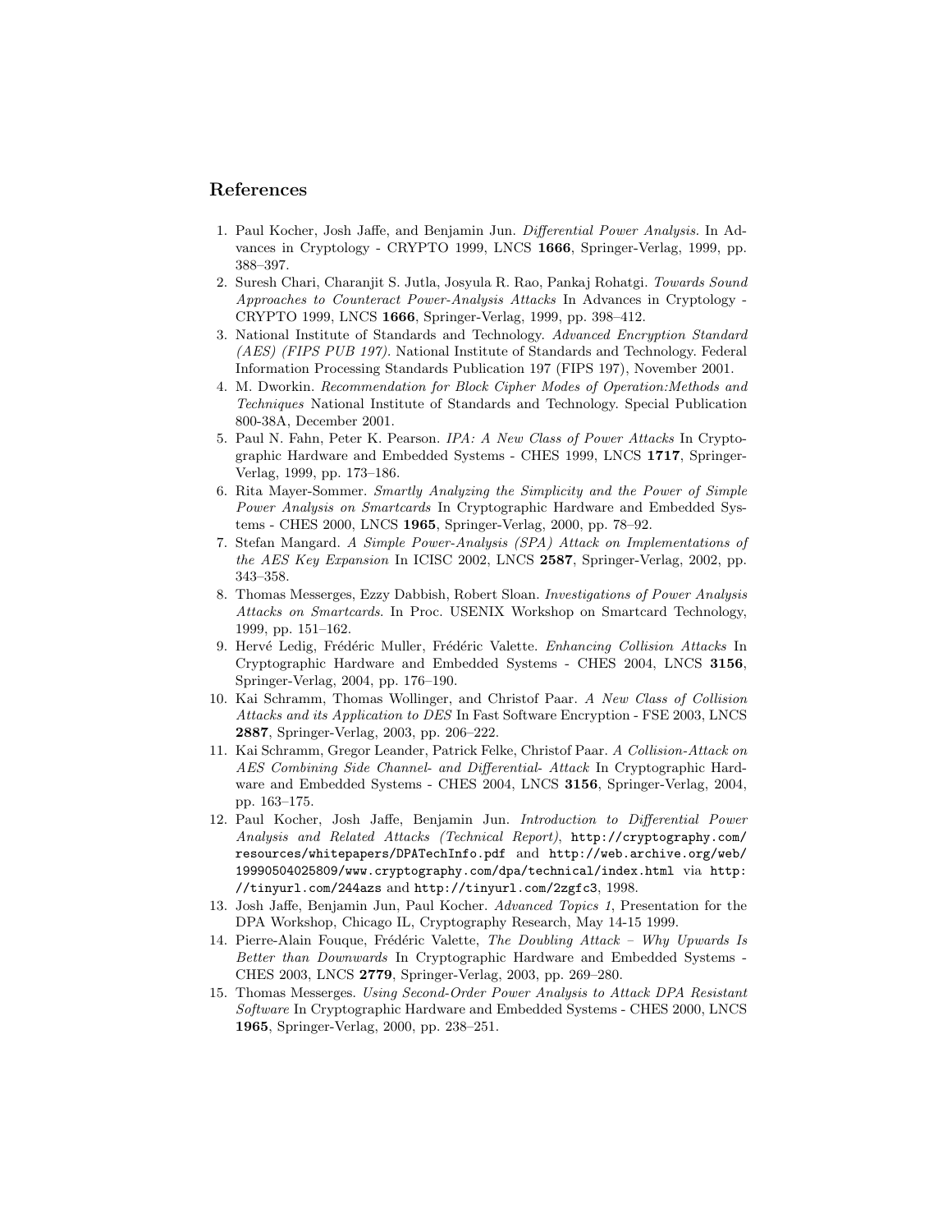## References

1. Paul Kocher, Josh Jaffe, and Benjamin Jun. *Differential Power Analysis*. In Advances in Cryptology - CRYPTO 1999, LNCS **1666**, Springer-Verlag, 1999, pp. 388–397.
2. Suresh Chari, Charanjit S. Jutla, Josyula R. Rao, Pankaj Rohatgi. *Towards Sound Approaches to Counteract Power-Analysis Attacks* In Advances in Cryptology - CRYPTO 1999, LNCS **1666**, Springer-Verlag, 1999, pp. 398–412.
3. National Institute of Standards and Technology. *Advanced Encryption Standard (AES) (FIPS PUB 197)*. National Institute of Standards and Technology. Federal Information Processing Standards Publication 197 (FIPS 197), November 2001.
4. M. Dworkin. *Recommendation for Block Cipher Modes of Operation:Methods and Techniques* National Institute of Standards and Technology. Special Publication 800-38A, December 2001.
5. Paul N. Fahn, Peter K. Pearson. *IPA: A New Class of Power Attacks* In Cryptographic Hardware and Embedded Systems - CHES 1999, LNCS **1717**, Springer-Verlag, 1999, pp. 173–186.
6. Rita Mayer-Sommer. *Smartly Analyzing the Simplicity and the Power of Simple Power Analysis on Smartcards* In Cryptographic Hardware and Embedded Systems - CHES 2000, LNCS **1965**, Springer-Verlag, 2000, pp. 78–92.
7. Stefan Mangard. *A Simple Power-Analysis (SPA) Attack on Implementations of the AES Key Expansion* In ICISC 2002, LNCS **2587**, Springer-Verlag, 2002, pp. 343–358.
8. Thomas Messerges, Ezzy Dabbish, Robert Sloan. *Investigations of Power Analysis Attacks on Smartcards*. In Proc. USENIX Workshop on Smartcard Technology, 1999, pp. 151–162.
9. Hervé Ledig, Frédéric Muller, Frédéric Valette. *Enhancing Collision Attacks* In Cryptographic Hardware and Embedded Systems - CHES 2004, LNCS **3156**, Springer-Verlag, 2004, pp. 176–190.
10. Kai Schramm, Thomas Wollinger, and Christof Paar. *A New Class of Collision Attacks and its Application to DES* In Fast Software Encryption - FSE 2003, LNCS **2887**, Springer-Verlag, 2003, pp. 206–222.
11. Kai Schramm, Gregor Leander, Patrick Felke, Christof Paar. *A Collision-Attack on AES Combining Side Channel- and Differential- Attack* In Cryptographic Hardware and Embedded Systems - CHES 2004, LNCS **3156**, Springer-Verlag, 2004, pp. 163–175.
12. Paul Kocher, Josh Jaffe, Benjamin Jun. *Introduction to Differential Power Analysis and Related Attacks (Technical Report)*, `http://cryptography.com/resources/whitepapers/DPATechInfo.pdf` and `http://web.archive.org/web/19990504025809/www.cryptography.com/dpa/technical/index.html` via `http://tinyurl.com/244azs` and `http://tinyurl.com/2zgfc3`, 1998.
13. Josh Jaffe, Benjamin Jun, Paul Kocher. *Advanced Topics 1*, Presentation for the DPA Workshop, Chicago IL, Cryptography Research, May 14-15 1999.
14. Pierre-Alain Fouque, Frédéric Valette, *The Doubling Attack – Why Upwards Is Better than Downwards* In Cryptographic Hardware and Embedded Systems - CHES 2003, LNCS **2779**, Springer-Verlag, 2003, pp. 269–280.
15. Thomas Messerges. *Using Second-Order Power Analysis to Attack DPA Resistant Software* In Cryptographic Hardware and Embedded Systems - CHES 2000, LNCS **1965**, Springer-Verlag, 2000, pp. 238–251.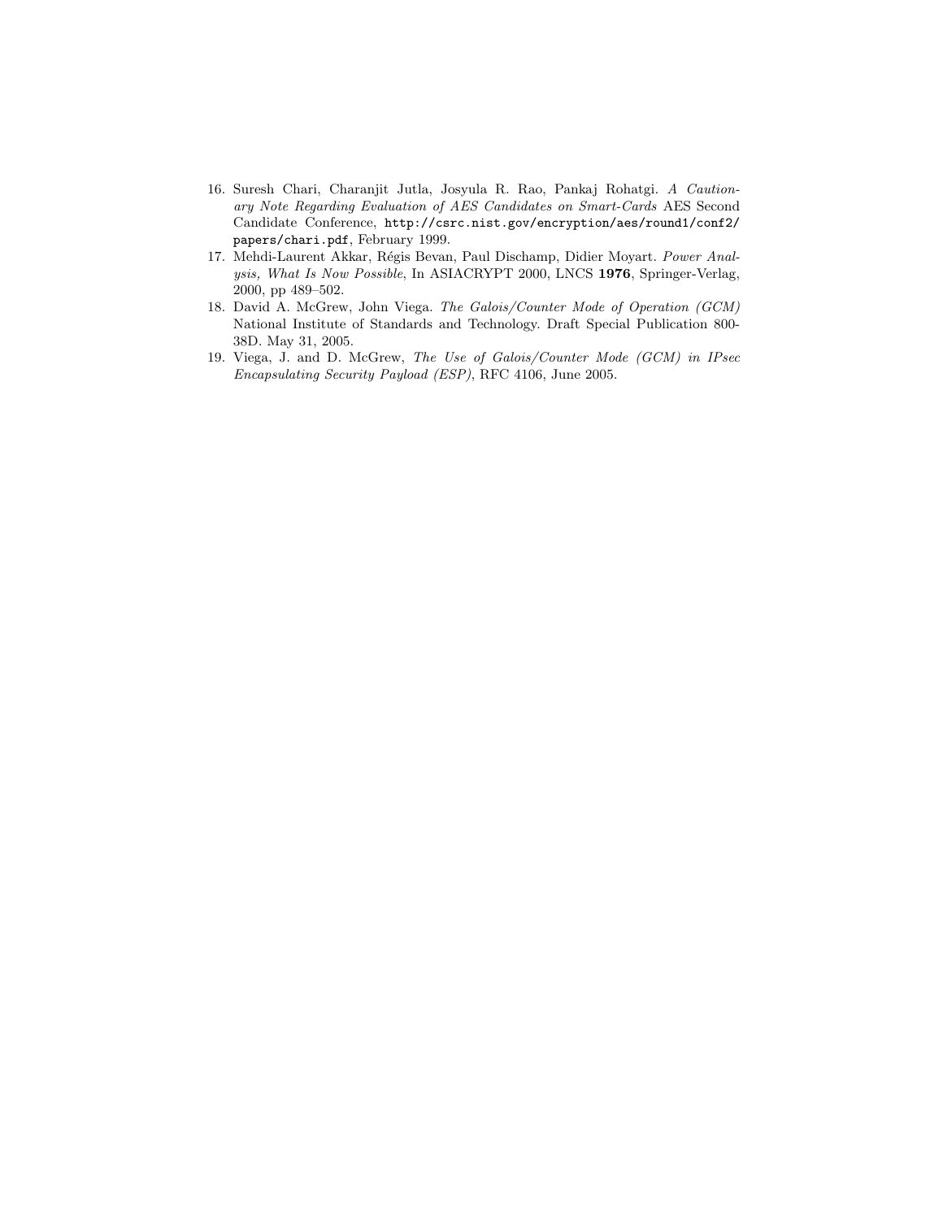16. Suresh Chari, Charanjit Jutla, Josyula R. Rao, Pankaj Rohatgi. *A Cautionary Note Regarding Evaluation of AES Candidates on Smart-Cards* AES Second Candidate Conference, `http://csrc.nist.gov/encryption/aes/round1/conf2/papers/chari.pdf`, February 1999.
17. Mehdi-Laurent Akkar, Régis Bevan, Paul Dischamp, Didier Moyart. *Power Analysis, What Is Now Possible*, In ASIACRYPT 2000, LNCS **1976**, Springer-Verlag, 2000, pp 489–502.
18. David A. McGrew, John Viega. *The Galois/Counter Mode of Operation (GCM)* National Institute of Standards and Technology. Draft Special Publication 800-38D. May 31, 2005.
19. Viega, J. and D. McGrew, *The Use of Galois/Counter Mode (GCM) in IPsec Encapsulating Security Payload (ESP)*, RFC 4106, June 2005.